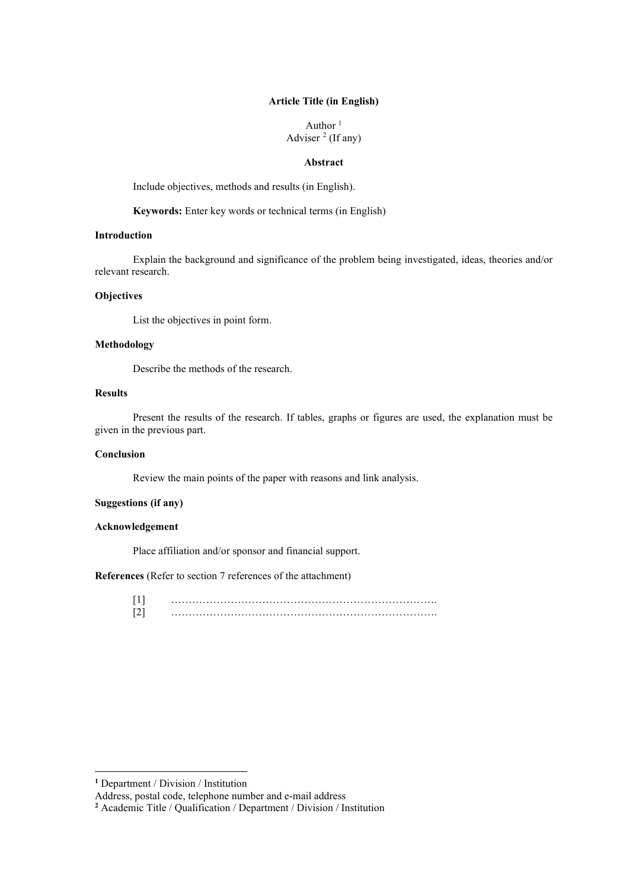# Article Title (in English)

Author [1]
Adviser [2] (If any)

## Abstract

Include objectives, methods and results (in English).

**Keywords:** Enter key words or technical terms (in English)

## Introduction

Explain the background and significance of the problem being investigated, ideas, theories and/or relevant research.

## Objectives

List the objectives in point form.

## Methodology

Describe the methods of the research.

## Results

Present the results of the research. If tables, graphs or figures are used, the explanation must be given in the previous part.

## Conclusion

Review the main points of the paper with reasons and link analysis.

## Suggestions (if any)

## Acknowledgement

Place affiliation and/or sponsor and financial support.

**References** (Refer to section 7 references of the attachment)

[1] ……………………………………………………………………….
[2] ……………………………………………………………………….

---

[1] Department / Division / Institution
Address, postal code, telephone number and e-mail address
[2] Academic Title / Qualification / Department / Division / Institution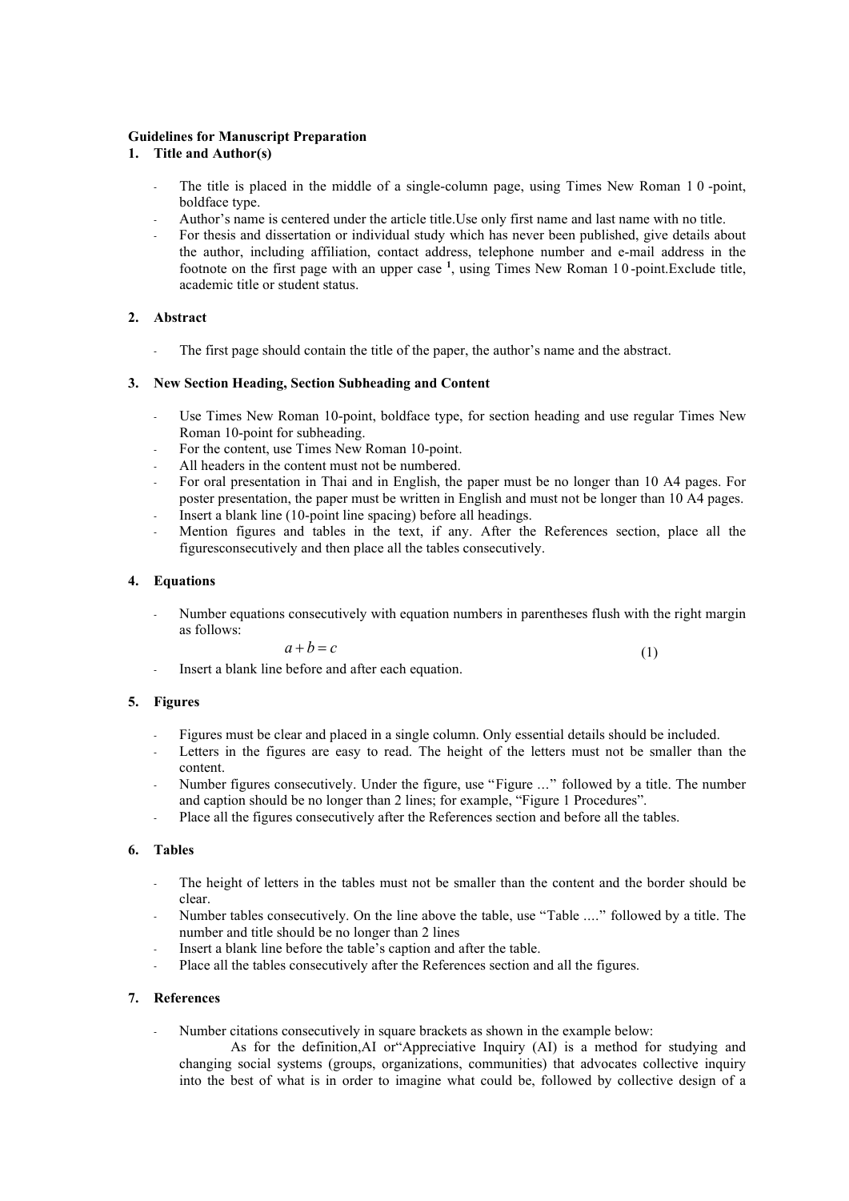**Guidelines for Manuscript Preparation**

## 1. Title and Author(s)

- The title is placed in the middle of a single-column page, using Times New Roman 1 0 -point, boldface type.
- Author's name is centered under the article title.Use only first name and last name with no title.
- For thesis and dissertation or individual study which has never been published, give details about the author, including affiliation, contact address, telephone number and e-mail address in the footnote on the first page with an upper case [1], using Times New Roman 1 0 -point.Exclude title, academic title or student status.

## 2. Abstract

- The first page should contain the title of the paper, the author's name and the abstract.

## 3. New Section Heading, Section Subheading and Content

- Use Times New Roman 10-point, boldface type, for section heading and use regular Times New Roman 10-point for subheading.
- For the content, use Times New Roman 10-point.
- All headers in the content must not be numbered.
- For oral presentation in Thai and in English, the paper must be no longer than 10 A4 pages. For poster presentation, the paper must be written in English and must not be longer than 10 A4 pages.
- Insert a blank line (10-point line spacing) before all headings.
- Mention figures and tables in the text, if any. After the References section, place all the figuresconsecutively and then place all the tables consecutively.

## 4. Equations

- Number equations consecutively with equation numbers in parentheses flush with the right margin as follows:

$$a + b = c \tag{1}$$

- Insert a blank line before and after each equation.

## 5. Figures

- Figures must be clear and placed in a single column. Only essential details should be included.
- Letters in the figures are easy to read. The height of the letters must not be smaller than the content.
- Number figures consecutively. Under the figure, use "Figure …" followed by a title. The number and caption should be no longer than 2 lines; for example, "Figure 1 Procedures".
- Place all the figures consecutively after the References section and before all the tables.

## 6. Tables

- The height of letters in the tables must not be smaller than the content and the border should be clear.
- Number tables consecutively. On the line above the table, use "Table ...." followed by a title. The number and title should be no longer than 2 lines
- Insert a blank line before the table's caption and after the table.
- Place all the tables consecutively after the References section and all the figures.

## 7. References

- Number citations consecutively in square brackets as shown in the example below:

  As for the definition,AI or"Appreciative Inquiry (AI) is a method for studying and changing social systems (groups, organizations, communities) that advocates collective inquiry into the best of what is in order to imagine what could be, followed by collective design of a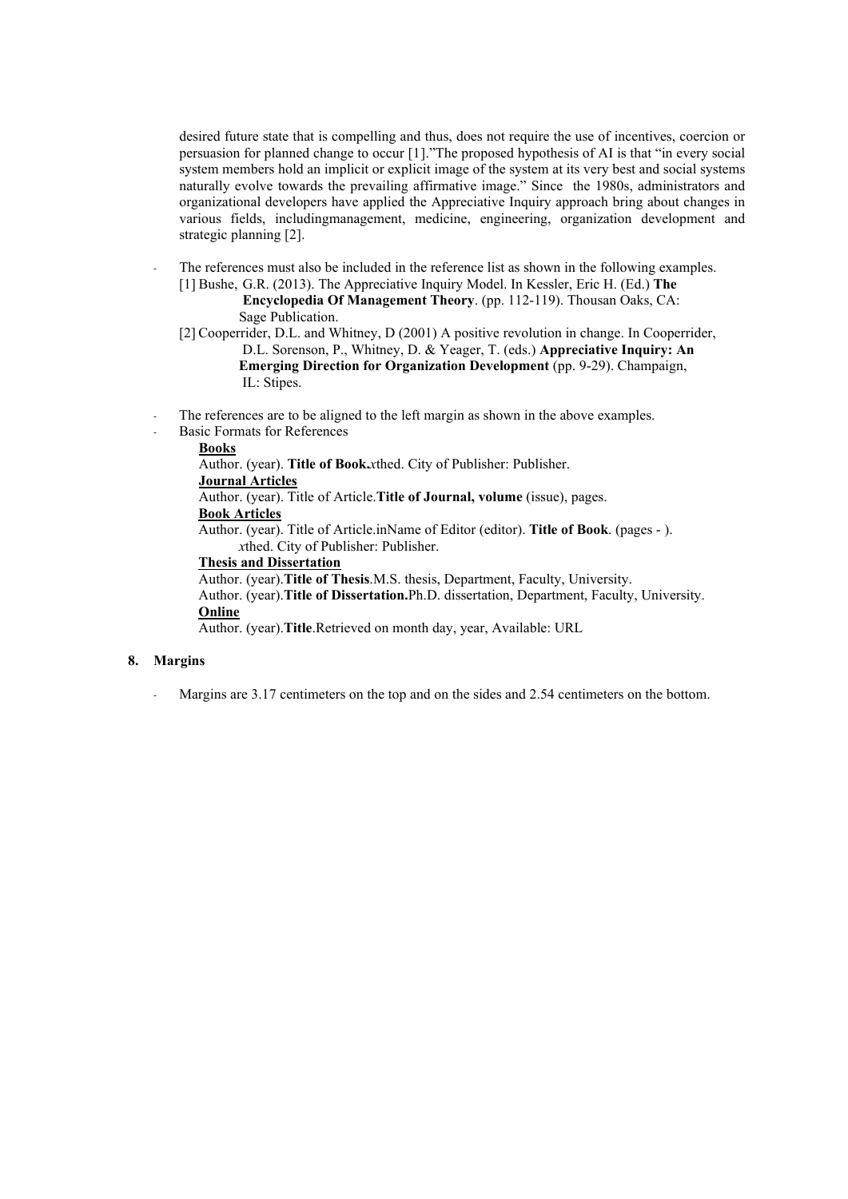desired future state that is compelling and thus, does not require the use of incentives, coercion or persuasion for planned change to occur [1]."The proposed hypothesis of AI is that "in every social system members hold an implicit or explicit image of the system at its very best and social systems naturally evolve towards the prevailing affirmative image." Since the 1980s, administrators and organizational developers have applied the Appreciative Inquiry approach bring about changes in various fields, includingmanagement, medicine, engineering, organization development and strategic planning [2].

- The references must also be included in the reference list as shown in the following examples.

  [1] Bushe, G.R. (2013). The Appreciative Inquiry Model. In Kessler, Eric H. (Ed.) **The Encyclopedia Of Management Theory**. (pp. 112-119). Thousan Oaks, CA: Sage Publication.

  [2] Cooperrider, D.L. and Whitney, D (2001) A positive revolution in change. In Cooperrider, D.L. Sorenson, P., Whitney, D. & Yeager, T. (eds.) **Appreciative Inquiry: An Emerging Direction for Organization Development** (pp. 9-29). Champaign, IL: Stipes.

- The references are to be aligned to the left margin as shown in the above examples.
- Basic Formats for References

  **Books**

  Author. (year). **Title of Book.** *x*thed. City of Publisher: Publisher.

  **Journal Articles**

  Author. (year). Title of Article.**Title of Journal, volume** (issue), pages.

  **Book Articles**

  Author. (year). Title of Article.inName of Editor (editor). **Title of Book**. (pages - ). *x*thed. City of Publisher: Publisher.

  **Thesis and Dissertation**

  Author. (year).**Title of Thesis**.M.S. thesis, Department, Faculty, University.

  Author. (year).**Title of Dissertation.**Ph.D. dissertation, Department, Faculty, University.

  **Online**

  Author. (year).**Title**.Retrieved on month day, year, Available: URL

## 8. Margins

- Margins are 3.17 centimeters on the top and on the sides and 2.54 centimeters on the bottom.